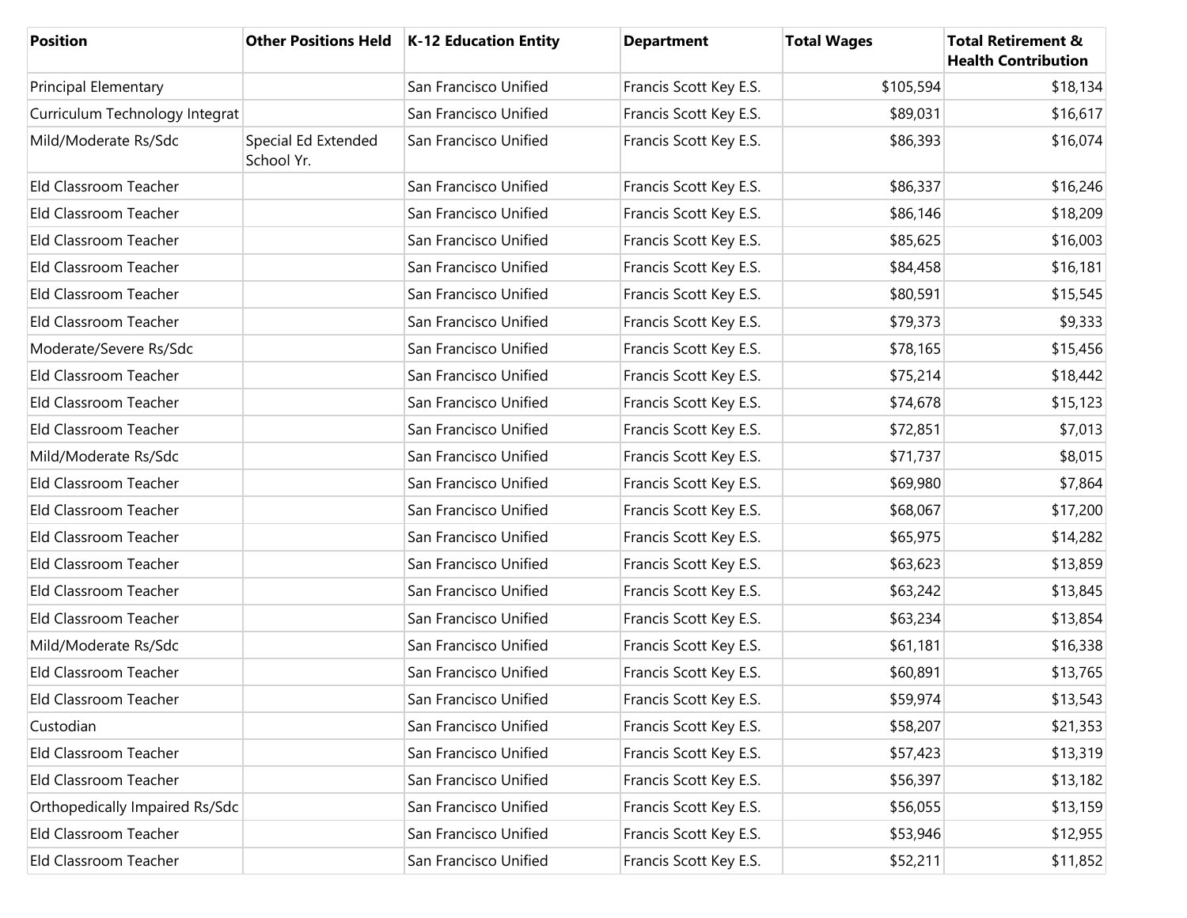| Position | Other Positions Held | K-12 Education Entity | Department | Total Wages | Total Retirement & Health Contribution |
|---|---|---|---|---|---|
| Principal Elementary | | San Francisco Unified | Francis Scott Key E.S. | $105,594 | $18,134 |
| Curriculum Technology Integrat | | San Francisco Unified | Francis Scott Key E.S. | $89,031 | $16,617 |
| Mild/Moderate Rs/Sdc | Special Ed Extended School Yr. | San Francisco Unified | Francis Scott Key E.S. | $86,393 | $16,074 |
| Eld Classroom Teacher | | San Francisco Unified | Francis Scott Key E.S. | $86,337 | $16,246 |
| Eld Classroom Teacher | | San Francisco Unified | Francis Scott Key E.S. | $86,146 | $18,209 |
| Eld Classroom Teacher | | San Francisco Unified | Francis Scott Key E.S. | $85,625 | $16,003 |
| Eld Classroom Teacher | | San Francisco Unified | Francis Scott Key E.S. | $84,458 | $16,181 |
| Eld Classroom Teacher | | San Francisco Unified | Francis Scott Key E.S. | $80,591 | $15,545 |
| Eld Classroom Teacher | | San Francisco Unified | Francis Scott Key E.S. | $79,373 | $9,333 |
| Moderate/Severe Rs/Sdc | | San Francisco Unified | Francis Scott Key E.S. | $78,165 | $15,456 |
| Eld Classroom Teacher | | San Francisco Unified | Francis Scott Key E.S. | $75,214 | $18,442 |
| Eld Classroom Teacher | | San Francisco Unified | Francis Scott Key E.S. | $74,678 | $15,123 |
| Eld Classroom Teacher | | San Francisco Unified | Francis Scott Key E.S. | $72,851 | $7,013 |
| Mild/Moderate Rs/Sdc | | San Francisco Unified | Francis Scott Key E.S. | $71,737 | $8,015 |
| Eld Classroom Teacher | | San Francisco Unified | Francis Scott Key E.S. | $69,980 | $7,864 |
| Eld Classroom Teacher | | San Francisco Unified | Francis Scott Key E.S. | $68,067 | $17,200 |
| Eld Classroom Teacher | | San Francisco Unified | Francis Scott Key E.S. | $65,975 | $14,282 |
| Eld Classroom Teacher | | San Francisco Unified | Francis Scott Key E.S. | $63,623 | $13,859 |
| Eld Classroom Teacher | | San Francisco Unified | Francis Scott Key E.S. | $63,242 | $13,845 |
| Eld Classroom Teacher | | San Francisco Unified | Francis Scott Key E.S. | $63,234 | $13,854 |
| Mild/Moderate Rs/Sdc | | San Francisco Unified | Francis Scott Key E.S. | $61,181 | $16,338 |
| Eld Classroom Teacher | | San Francisco Unified | Francis Scott Key E.S. | $60,891 | $13,765 |
| Eld Classroom Teacher | | San Francisco Unified | Francis Scott Key E.S. | $59,974 | $13,543 |
| Custodian | | San Francisco Unified | Francis Scott Key E.S. | $58,207 | $21,353 |
| Eld Classroom Teacher | | San Francisco Unified | Francis Scott Key E.S. | $57,423 | $13,319 |
| Eld Classroom Teacher | | San Francisco Unified | Francis Scott Key E.S. | $56,397 | $13,182 |
| Orthopedically Impaired Rs/Sdc | | San Francisco Unified | Francis Scott Key E.S. | $56,055 | $13,159 |
| Eld Classroom Teacher | | San Francisco Unified | Francis Scott Key E.S. | $53,946 | $12,955 |
| Eld Classroom Teacher | | San Francisco Unified | Francis Scott Key E.S. | $52,211 | $11,852 |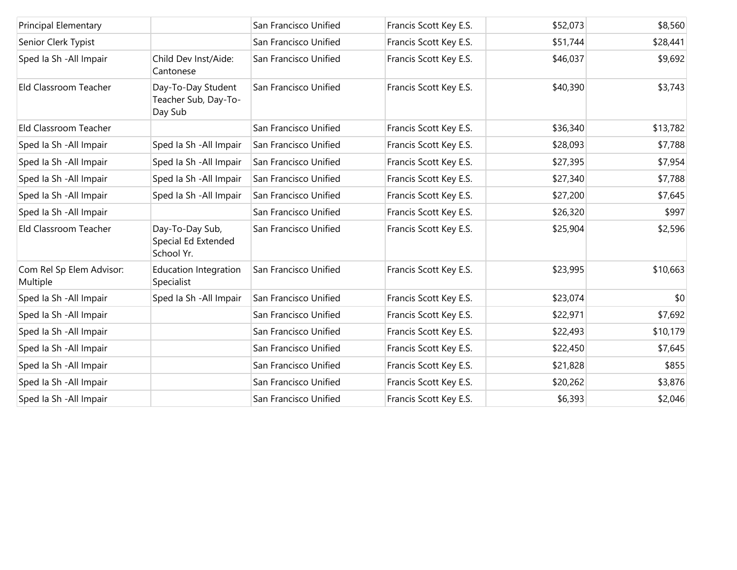| | | | | | |
|---|---|---|---|---|---|
| Principal Elementary | | San Francisco Unified | Francis Scott Key E.S. | $52,073 | $8,560 |
| Senior Clerk Typist | | San Francisco Unified | Francis Scott Key E.S. | $51,744 | $28,441 |
| Sped Ia Sh -All Impair | Child Dev Inst/Aide: Cantonese | San Francisco Unified | Francis Scott Key E.S. | $46,037 | $9,692 |
| Eld Classroom Teacher | Day-To-Day Student Teacher Sub, Day-To-Day Sub | San Francisco Unified | Francis Scott Key E.S. | $40,390 | $3,743 |
| Eld Classroom Teacher | | San Francisco Unified | Francis Scott Key E.S. | $36,340 | $13,782 |
| Sped Ia Sh -All Impair | Sped Ia Sh -All Impair | San Francisco Unified | Francis Scott Key E.S. | $28,093 | $7,788 |
| Sped Ia Sh -All Impair | Sped Ia Sh -All Impair | San Francisco Unified | Francis Scott Key E.S. | $27,395 | $7,954 |
| Sped Ia Sh -All Impair | Sped Ia Sh -All Impair | San Francisco Unified | Francis Scott Key E.S. | $27,340 | $7,788 |
| Sped Ia Sh -All Impair | Sped Ia Sh -All Impair | San Francisco Unified | Francis Scott Key E.S. | $27,200 | $7,645 |
| Sped Ia Sh -All Impair | | San Francisco Unified | Francis Scott Key E.S. | $26,320 | $997 |
| Eld Classroom Teacher | Day-To-Day Sub, Special Ed Extended School Yr. | San Francisco Unified | Francis Scott Key E.S. | $25,904 | $2,596 |
| Com Rel Sp Elem Advisor: Multiple | Education Integration Specialist | San Francisco Unified | Francis Scott Key E.S. | $23,995 | $10,663 |
| Sped Ia Sh -All Impair | Sped Ia Sh -All Impair | San Francisco Unified | Francis Scott Key E.S. | $23,074 | $0 |
| Sped Ia Sh -All Impair | | San Francisco Unified | Francis Scott Key E.S. | $22,971 | $7,692 |
| Sped Ia Sh -All Impair | | San Francisco Unified | Francis Scott Key E.S. | $22,493 | $10,179 |
| Sped Ia Sh -All Impair | | San Francisco Unified | Francis Scott Key E.S. | $22,450 | $7,645 |
| Sped Ia Sh -All Impair | | San Francisco Unified | Francis Scott Key E.S. | $21,828 | $855 |
| Sped Ia Sh -All Impair | | San Francisco Unified | Francis Scott Key E.S. | $20,262 | $3,876 |
| Sped Ia Sh -All Impair | | San Francisco Unified | Francis Scott Key E.S. | $6,393 | $2,046 |